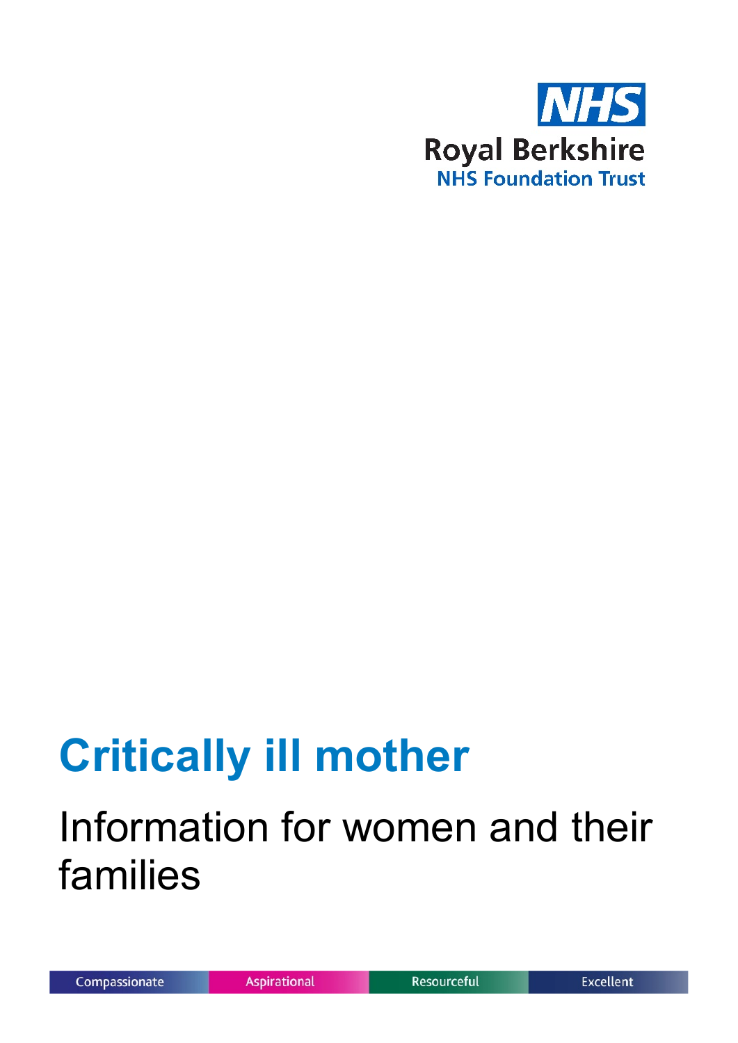Royal Berkshire
NHS Foundation Trust

# Critically ill mother

## Information for women and their families

Compassionate | Aspirational | Resourceful | Excellent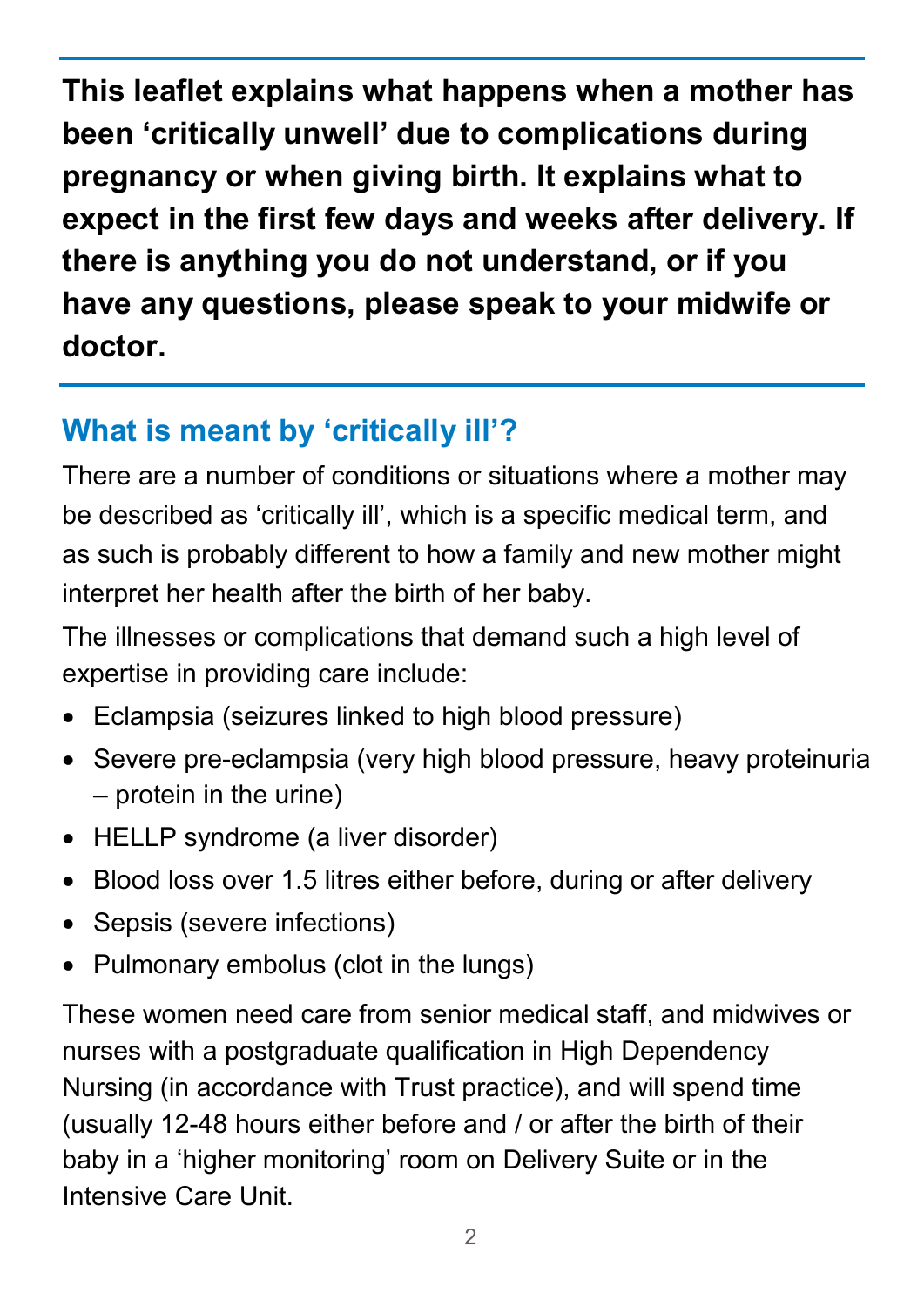**This leaflet explains what happens when a mother has been 'critically unwell' due to complications during pregnancy or when giving birth. It explains what to expect in the first few days and weeks after delivery. If there is anything you do not understand, or if you have any questions, please speak to your midwife or doctor.**

## What is meant by 'critically ill'?

There are a number of conditions or situations where a mother may be described as 'critically ill', which is a specific medical term, and as such is probably different to how a family and new mother might interpret her health after the birth of her baby.

The illnesses or complications that demand such a high level of expertise in providing care include:

- Eclampsia (seizures linked to high blood pressure)
- Severe pre-eclampsia (very high blood pressure, heavy proteinuria – protein in the urine)
- HELLP syndrome (a liver disorder)
- Blood loss over 1.5 litres either before, during or after delivery
- Sepsis (severe infections)
- Pulmonary embolus (clot in the lungs)

These women need care from senior medical staff, and midwives or nurses with a postgraduate qualification in High Dependency Nursing (in accordance with Trust practice), and will spend time (usually 12-48 hours either before and / or after the birth of their baby in a 'higher monitoring' room on Delivery Suite or in the Intensive Care Unit.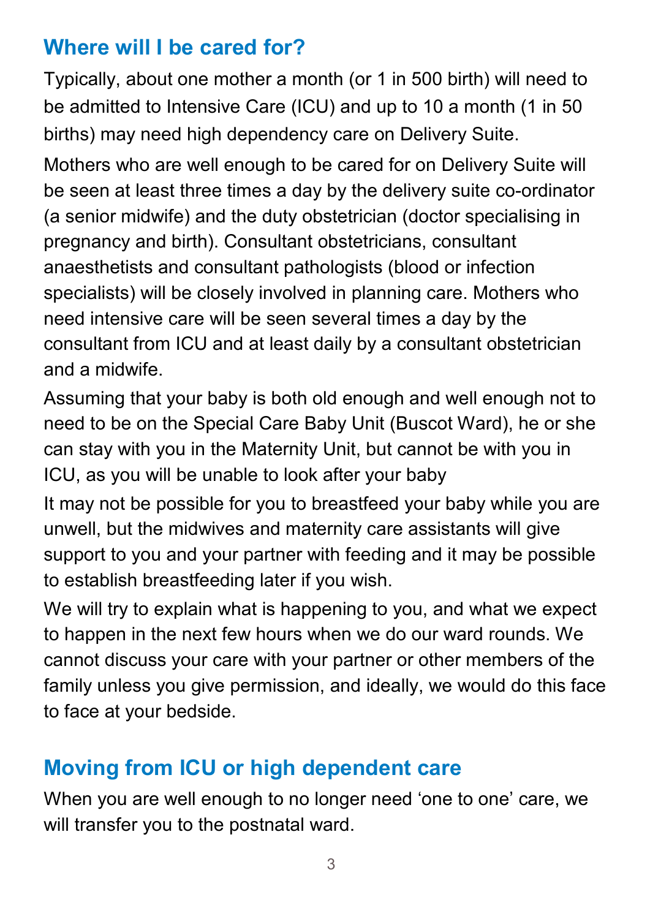## Where will I be cared for?

Typically, about one mother a month (or 1 in 500 birth) will need to be admitted to Intensive Care (ICU) and up to 10 a month (1 in 50 births) may need high dependency care on Delivery Suite.

Mothers who are well enough to be cared for on Delivery Suite will be seen at least three times a day by the delivery suite co-ordinator (a senior midwife) and the duty obstetrician (doctor specialising in pregnancy and birth). Consultant obstetricians, consultant anaesthetists and consultant pathologists (blood or infection specialists) will be closely involved in planning care. Mothers who need intensive care will be seen several times a day by the consultant from ICU and at least daily by a consultant obstetrician and a midwife.

Assuming that your baby is both old enough and well enough not to need to be on the Special Care Baby Unit (Buscot Ward), he or she can stay with you in the Maternity Unit, but cannot be with you in ICU, as you will be unable to look after your baby

It may not be possible for you to breastfeed your baby while you are unwell, but the midwives and maternity care assistants will give support to you and your partner with feeding and it may be possible to establish breastfeeding later if you wish.

We will try to explain what is happening to you, and what we expect to happen in the next few hours when we do our ward rounds. We cannot discuss your care with your partner or other members of the family unless you give permission, and ideally, we would do this face to face at your bedside.

## Moving from ICU or high dependent care

When you are well enough to no longer need 'one to one' care, we will transfer you to the postnatal ward.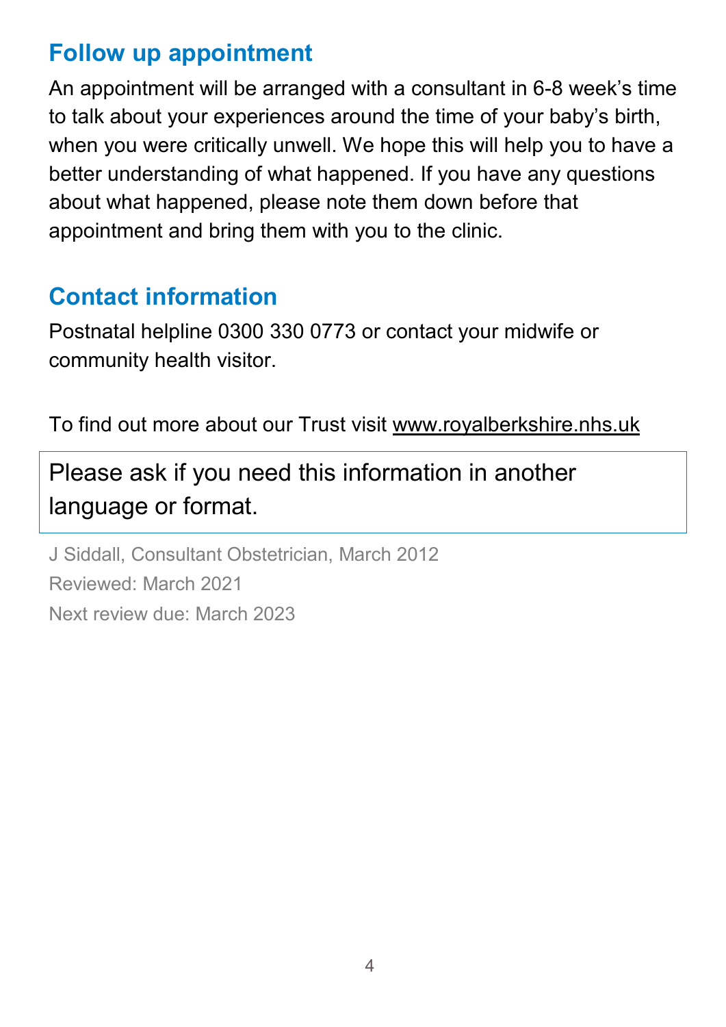## Follow up appointment

An appointment will be arranged with a consultant in 6-8 week's time to talk about your experiences around the time of your baby's birth, when you were critically unwell. We hope this will help you to have a better understanding of what happened. If you have any questions about what happened, please note them down before that appointment and bring them with you to the clinic.

## Contact information

Postnatal helpline 0300 330 0773 or contact your midwife or community health visitor.

To find out more about our Trust visit www.royalberkshire.nhs.uk

Please ask if you need this information in another language or format.

J Siddall, Consultant Obstetrician, March 2012
Reviewed: March 2021
Next review due: March 2023